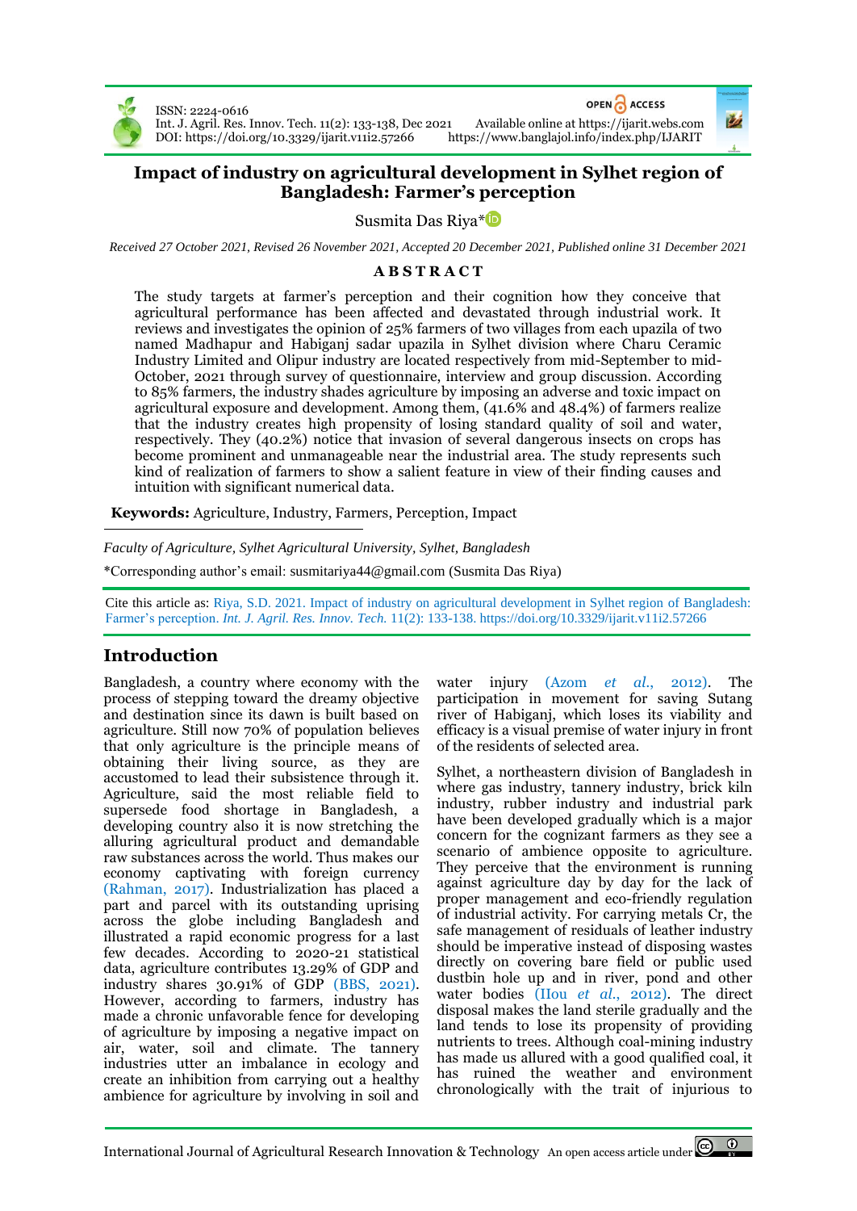# Impact of industry on agricultural development in Sylhet region of Bangladesh: Farmer's perception

Susmita Das Riya*

*Received 27 October 2021, Revised 26 November 2021, Accepted 20 December 2021, Published online 31 December 2021*

## ABSTRACT

The study targets at farmer's perception and their cognition how they conceive that agricultural performance has been affected and devastated through industrial work. It reviews and investigates the opinion of 25% farmers of two villages from each upazila of two named Madhapur and Habiganj sadar upazila in Sylhet division where Charu Ceramic Industry Limited and Olipur industry are located respectively from mid-September to mid-October, 2021 through survey of questionnaire, interview and group discussion. According to 85% farmers, the industry shades agriculture by imposing an adverse and toxic impact on agricultural exposure and development. Among them, (41.6% and 48.4%) of farmers realize that the industry creates high propensity of losing standard quality of soil and water, respectively. They (40.2%) notice that invasion of several dangerous insects on crops has become prominent and unmanageable near the industrial area. The study represents such kind of realization of farmers to show a salient feature in view of their finding causes and intuition with significant numerical data.

**Keywords:** Agriculture, Industry, Farmers, Perception, Impact

*Faculty of Agriculture, Sylhet Agricultural University, Sylhet, Bangladesh*

*Corresponding author's email: susmitariya44@gmail.com (Susmita Das Riya)

Cite this article as: Riya, S.D. 2021. Impact of industry on agricultural development in Sylhet region of Bangladesh: Farmer's perception. *Int. J. Agril. Res. Innov. Tech.* 11(2): 133-138. https://doi.org/10.3329/ijarit.v11i2.57266

## Introduction

Bangladesh, a country where economy with the process of stepping toward the dreamy objective and destination since its dawn is built based on agriculture. Still now 70% of population believes that only agriculture is the principle means of obtaining their living source, as they are accustomed to lead their subsistence through it. Agriculture, said the most reliable field to supersede food shortage in Bangladesh, a developing country also it is now stretching the alluring agricultural product and demandable raw substances across the world. Thus makes our economy captivating with foreign currency (Rahman, 2017). Industrialization has placed a part and parcel with its outstanding uprising across the globe including Bangladesh and illustrated a rapid economic progress for a last few decades. According to 2020-21 statistical data, agriculture contributes 13.29% of GDP and industry shares 30.91% of GDP (BBS, 2021). However, according to farmers, industry has made a chronic unfavorable fence for developing of agriculture by imposing a negative impact on air, water, soil and climate. The tannery industries utter an imbalance in ecology and create an inhibition from carrying out a healthy ambience for agriculture by involving in soil and water injury (Azom *et al.*, 2012). The participation in movement for saving Sutang river of Habiganj, which loses its viability and efficacy is a visual premise of water injury in front of the residents of selected area.

Sylhet, a northeastern division of Bangladesh in where gas industry, tannery industry, brick kiln industry, rubber industry and industrial park have been developed gradually which is a major concern for the cognizant farmers as they see a scenario of ambience opposite to agriculture. They perceive that the environment is running against agriculture day by day for the lack of proper management and eco-friendly regulation of industrial activity. For carrying metals Cr, the safe management of residuals of leather industry should be imperative instead of disposing wastes directly on covering bare field or public used dustbin hole up and in river, pond and other water bodies (IIou *et al.*, 2012). The direct disposal makes the land sterile gradually and the land tends to lose its propensity of providing nutrients to trees. Although coal-mining industry has made us allured with a good qualified coal, it has ruined the weather and environment chronologically with the trait of injurious to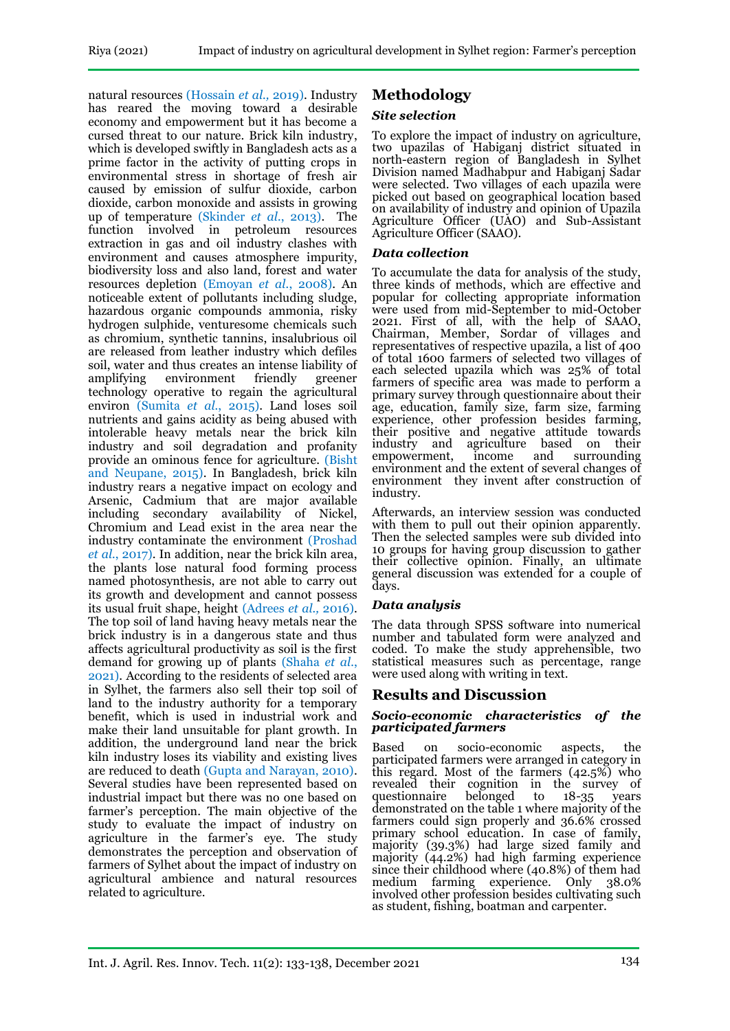natural resources (Hossain *et al.,* 2019). Industry has reared the moving toward a desirable economy and empowerment but it has become a cursed threat to our nature. Brick kiln industry, which is developed swiftly in Bangladesh acts as a prime factor in the activity of putting crops in environmental stress in shortage of fresh air caused by emission of sulfur dioxide, carbon dioxide, carbon monoxide and assists in growing up of temperature (Skinder *et al.*, 2013). The function involved in petroleum resources extraction in gas and oil industry clashes with environment and causes atmosphere impurity, biodiversity loss and also land, forest and water resources depletion (Emoyan *et al.*, 2008). An noticeable extent of pollutants including sludge, hazardous organic compounds ammonia, risky hydrogen sulphide, venturesome chemicals such as chromium, synthetic tannins, insalubrious oil are released from leather industry which defiles soil, water and thus creates an intense liability of amplifying environment friendly greener technology operative to regain the agricultural environ (Sumita *et al.*, 2015). Land loses soil nutrients and gains acidity as being abused with intolerable heavy metals near the brick kiln industry and soil degradation and profanity provide an ominous fence for agriculture. (Bisht and Neupane, 2015). In Bangladesh, brick kiln industry rears a negative impact on ecology and Arsenic, Cadmium that are major available including secondary availability of Nickel, Chromium and Lead exist in the area near the industry contaminate the environment (Proshad *et al.*, 2017). In addition, near the brick kiln area, the plants lose natural food forming process named photosynthesis, are not able to carry out its growth and development and cannot possess its usual fruit shape, height (Adrees *et al.,* 2016). The top soil of land having heavy metals near the brick industry is in a dangerous state and thus affects agricultural productivity as soil is the first demand for growing up of plants (Shaha *et al.*, 2021). According to the residents of selected area in Sylhet, the farmers also sell their top soil of land to the industry authority for a temporary benefit, which is used in industrial work and make their land unsuitable for plant growth. In addition, the underground land near the brick kiln industry loses its viability and existing lives are reduced to death (Gupta and Narayan, 2010). Several studies have been represented based on industrial impact but there was no one based on farmer's perception. The main objective of the study to evaluate the impact of industry on agriculture in the farmer's eye. The study demonstrates the perception and observation of farmers of Sylhet about the impact of industry on agricultural ambience and natural resources related to agriculture.

## Methodology

### *Site selection*

To explore the impact of industry on agriculture, two upazilas of Habiganj district situated in north-eastern region of Bangladesh in Sylhet Division named Madhabpur and Habiganj Sadar were selected. Two villages of each upazila were picked out based on geographical location based on availability of industry and opinion of Upazila Agriculture Officer (UAO) and Sub-Assistant Agriculture Officer (SAAO).

### *Data collection*

To accumulate the data for analysis of the study, three kinds of methods, which are effective and popular for collecting appropriate information were used from mid-September to mid-October 2021. First of all, with the help of SAAO, Chairman, Member, Sordar of villages and representatives of respective upazila, a list of 400 of total 1600 farmers of selected two villages of each selected upazila which was 25% of total farmers of specific area was made to perform a primary survey through questionnaire about their age, education, family size, farm size, farming experience, other profession besides farming, their positive and negative attitude towards industry and agriculture based on their empowerment, income and surrounding environment and the extent of several changes of environment they invent after construction of industry.

Afterwards, an interview session was conducted with them to pull out their opinion apparently. Then the selected samples were sub divided into 10 groups for having group discussion to gather their collective opinion. Finally, an ultimate general discussion was extended for a couple of days.

### *Data analysis*

The data through SPSS software into numerical number and tabulated form were analyzed and coded. To make the study apprehensible, two statistical measures such as percentage, range were used along with writing in text.

## Results and Discussion

### *Socio-economic characteristics of the participated farmers*

Based on socio-economic aspects, the participated farmers were arranged in category in this regard. Most of the farmers (42.5%) who revealed their cognition in the survey of questionnaire belonged to 18-35 years demonstrated on the table 1 where majority of the farmers could sign properly and 36.6% crossed primary school education. In case of family, majority (39.3%) had large sized family and majority (44.2%) had high farming experience since their childhood where (40.8%) of them had medium farming experience. Only 38.0% involved other profession besides cultivating such as student, fishing, boatman and carpenter.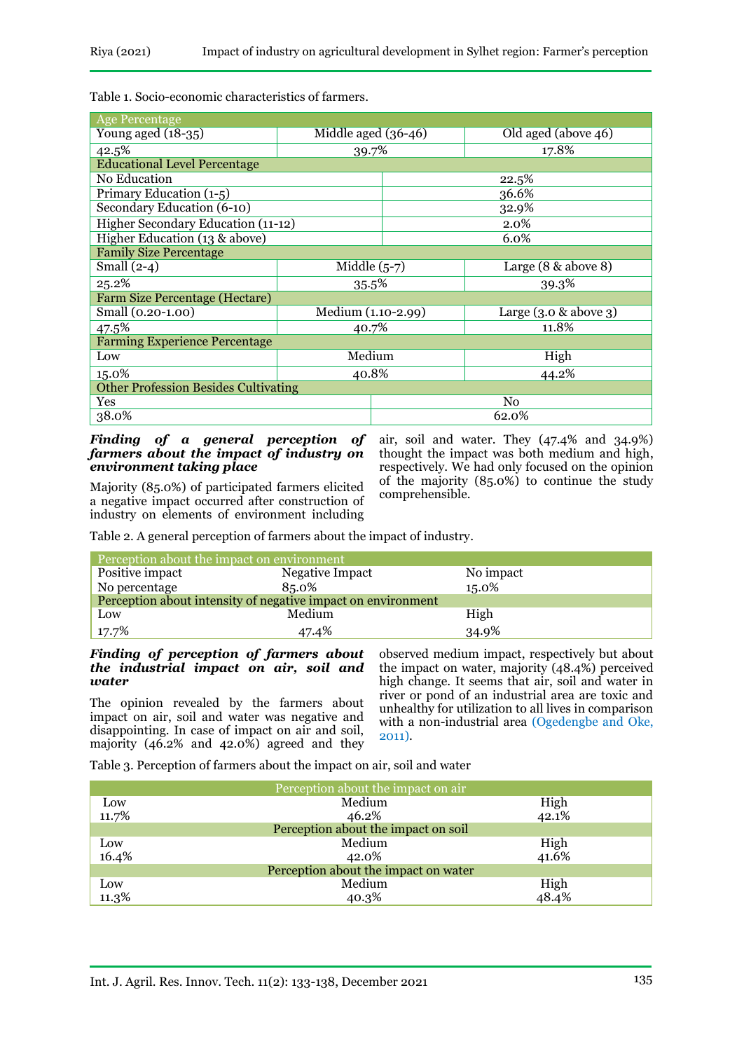Table 1. Socio-economic characteristics of farmers.

| Age Percentage | | |
|---|---|---|
| Young aged (18-35) | Middle aged (36-46) | Old aged (above 46) |
| 42.5% | 39.7% | 17.8% |
| **Educational Level Percentage** | | |
| No Education | 22.5% | |
| Primary Education (1-5) | 36.6% | |
| Secondary Education (6-10) | 32.9% | |
| Higher Secondary Education (11-12) | 2.0% | |
| Higher Education (13 & above) | 6.0% | |
| **Family Size Percentage** | | |
| Small (2-4) | Middle (5-7) | Large (8 & above 8) |
| 25.2% | 35.5% | 39.3% |
| **Farm Size Percentage (Hectare)** | | |
| Small (0.20-1.00) | Medium (1.10-2.99) | Large (3.0 & above 3) |
| 47.5% | 40.7% | 11.8% |
| **Farming Experience Percentage** | | |
| Low | Medium | High |
| 15.0% | 40.8% | 44.2% |
| **Other Profession Besides Cultivating** | | |
| Yes | No | |
| 38.0% | 62.0% | |

***Finding of a general perception of farmers about the impact of industry on environment taking place***

Majority (85.0%) of participated farmers elicited a negative impact occurred after construction of industry on elements of environment including air, soil and water. They (47.4% and 34.9%) thought the impact was both medium and high, respectively. We had only focused on the opinion of the majority (85.0%) to continue the study comprehensible.

Table 2. A general perception of farmers about the impact of industry.

| Perception about the impact on environment | | |
|---|---|---|
| Positive impact | Negative Impact | No impact |
| No percentage | 85.0% | 15.0% |
| **Perception about intensity of negative impact on environment** | | |
| Low | Medium | High |
| 17.7% | 47.4% | 34.9% |

***Finding of perception of farmers about the industrial impact on air, soil and water***

The opinion revealed by the farmers about impact on air, soil and water was negative and disappointing. In case of impact on air and soil, majority (46.2% and 42.0%) agreed and they observed medium impact, respectively but about the impact on water, majority (48.4%) perceived high change. It seems that air, soil and water in river or pond of an industrial area are toxic and unhealthy for utilization to all lives in comparison with a non-industrial area (Ogedengbe and Oke, 2011).

Table 3. Perception of farmers about the impact on air, soil and water

| Perception about the impact on air | | |
|---|---|---|
| Low | Medium | High |
| 11.7% | 46.2% | 42.1% |
| **Perception about the impact on soil** | | |
| Low | Medium | High |
| 16.4% | 42.0% | 41.6% |
| **Perception about the impact on water** | | |
| Low | Medium | High |
| 11.3% | 40.3% | 48.4% |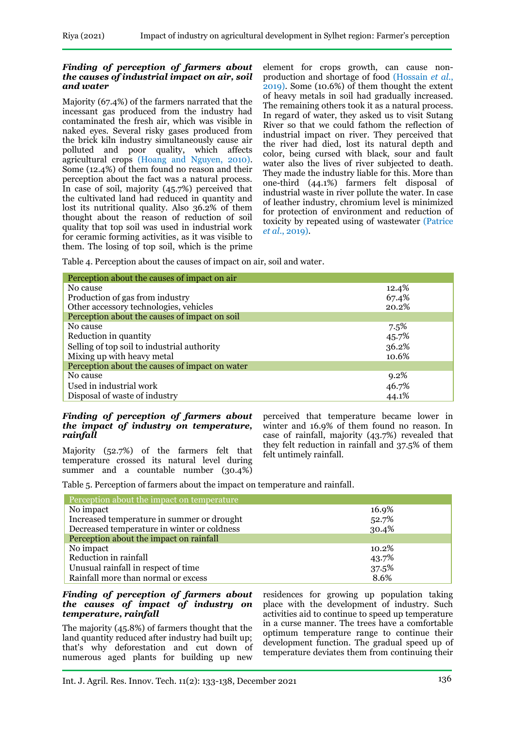### *Finding of perception of farmers about the causes of industrial impact on air, soil and water*

Majority (67.4%) of the farmers narrated that the incessant gas produced from the industry had contaminated the fresh air, which was visible in naked eyes. Several risky gases produced from the brick kiln industry simultaneously cause air polluted and poor quality, which affects agricultural crops (Hoang and Nguyen, 2010). Some (12.4%) of them found no reason and their perception about the fact was a natural process. In case of soil, majority (45.7%) perceived that the cultivated land had reduced in quantity and lost its nutritional quality. Also 36.2% of them thought about the reason of reduction of soil quality that top soil was used in industrial work for ceramic forming activities, as it was visible to them. The losing of top soil, which is the prime element for crops growth, can cause non-production and shortage of food (Hossain *et al*., 2019). Some (10.6%) of them thought the extent of heavy metals in soil had gradually increased. The remaining others took it as a natural process. In regard of water, they asked us to visit Sutang River so that we could fathom the reflection of industrial impact on river. They perceived that the river had died, lost its natural depth and color, being cursed with black, sour and fault water also the lives of river subjected to death. They made the industry liable for this. More than one-third (44.1%) farmers felt disposal of industrial waste in river pollute the water. In case of leather industry, chromium level is minimized for protection of environment and reduction of toxicity by repeated using of wastewater (Patrice *et al*., 2019).

Table 4. Perception about the causes of impact on air, soil and water.

| Perception about the causes of impact on air | |
|---|---|
| No cause | 12.4% |
| Production of gas from industry | 67.4% |
| Other accessory technologies, vehicles | 20.2% |
| **Perception about the causes of impact on soil** | |
| No cause | 7.5% |
| Reduction in quantity | 45.7% |
| Selling of top soil to industrial authority | 36.2% |
| Mixing up with heavy metal | 10.6% |
| **Perception about the causes of impact on water** | |
| No cause | 9.2% |
| Used in industrial work | 46.7% |
| Disposal of waste of industry | 44.1% |

### *Finding of perception of farmers about the impact of industry on temperature, rainfall*

Majority (52.7%) of the farmers felt that temperature crossed its natural level during summer and a countable number (30.4%) perceived that temperature became lower in winter and 16.9% of them found no reason. In case of rainfall, majority (43.7%) revealed that they felt reduction in rainfall and 37.5% of them felt untimely rainfall.

Table 5. Perception of farmers about the impact on temperature and rainfall.

| Perception about the impact on temperature | |
|---|---|
| No impact | 16.9% |
| Increased temperature in summer or drought | 52.7% |
| Decreased temperature in winter or coldness | 30.4% |
| **Perception about the impact on rainfall** | |
| No impact | 10.2% |
| Reduction in rainfall | 43.7% |
| Unusual rainfall in respect of time | 37.5% |
| Rainfall more than normal or excess | 8.6% |

### *Finding of perception of farmers about the causes of impact of industry on temperature, rainfall*

The majority (45.8%) of farmers thought that the land quantity reduced after industry had built up; that's why deforestation and cut down of numerous aged plants for building up new residences for growing up population taking place with the development of industry. Such activities aid to continue to speed up temperature in a curse manner. The trees have a comfortable optimum temperature range to continue their development function. The gradual speed up of temperature deviates them from continuing their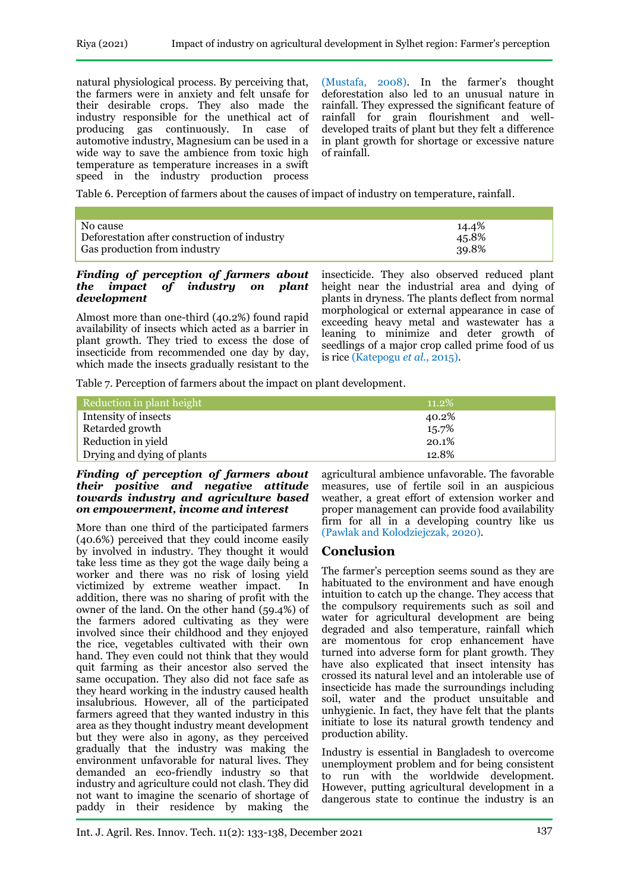natural physiological process. By perceiving that, the farmers were in anxiety and felt unsafe for their desirable crops. They also made the industry responsible for the unethical act of producing gas continuously. In case of automotive industry, Magnesium can be used in a wide way to save the ambience from toxic high temperature as temperature increases in a swift speed in the industry production process (Mustafa, 2008). In the farmer's thought deforestation also led to an unusual nature in rainfall. They expressed the significant feature of rainfall for grain flourishment and well-developed traits of plant but they felt a difference in plant growth for shortage or excessive nature of rainfall.

Table 6. Perception of farmers about the causes of impact of industry on temperature, rainfall.

| | |
|---|---|
| No cause | 14.4% |
| Deforestation after construction of industry | 45.8% |
| Gas production from industry | 39.8% |

***Finding of perception of farmers about the impact of industry on plant development***

Almost more than one-third (40.2%) found rapid availability of insects which acted as a barrier in plant growth. They tried to excess the dose of insecticide from recommended one day by day, which made the insects gradually resistant to the insecticide. They also observed reduced plant height near the industrial area and dying of plants in dryness. The plants deflect from normal morphological or external appearance in case of exceeding heavy metal and wastewater has a leaning to minimize and deter growth of seedlings of a major crop called prime food of us is rice (Katepogu *et al.*, 2015).

Table 7. Perception of farmers about the impact on plant development.

| Reduction in plant height | 11.2% |
|---|---|
| Intensity of insects | 40.2% |
| Retarded growth | 15.7% |
| Reduction in yield | 20.1% |
| Drying and dying of plants | 12.8% |

***Finding of perception of farmers about their positive and negative attitude towards industry and agriculture based on empowerment, income and interest***

More than one third of the participated farmers (40.6%) perceived that they could income easily by involved in industry. They thought it would take less time as they got the wage daily being a worker and there was no risk of losing yield victimized by extreme weather impact. In addition, there was no sharing of profit with the owner of the land. On the other hand (59.4%) of the farmers adored cultivating as they were involved since their childhood and they enjoyed the rice, vegetables cultivated with their own hand. They even could not think that they would quit farming as their ancestor also served the same occupation. They also did not face safe as they heard working in the industry caused health insalubrious. However, all of the participated farmers agreed that they wanted industry in this area as they thought industry meant development but they were also in agony, as they perceived gradually that the industry was making the environment unfavorable for natural lives. They demanded an eco-friendly industry so that industry and agriculture could not clash. They did not want to imagine the scenario of shortage of paddy in their residence by making the agricultural ambience unfavorable. The favorable measures, use of fertile soil in an auspicious weather, a great effort of extension worker and proper management can provide food availability firm for all in a developing country like us (Pawlak and Kolodziejczak, 2020).

## Conclusion

The farmer's perception seems sound as they are habituated to the environment and have enough intuition to catch up the change. They access that the compulsory requirements such as soil and water for agricultural development are being degraded and also temperature, rainfall which are momentous for crop enhancement have turned into adverse form for plant growth. They have also explicated that insect intensity has crossed its natural level and an intolerable use of insecticide has made the surroundings including soil, water and the product unsuitable and unhygienic. In fact, they have felt that the plants initiate to lose its natural growth tendency and production ability.

Industry is essential in Bangladesh to overcome unemployment problem and for being consistent to run with the worldwide development. However, putting agricultural development in a dangerous state to continue the industry is an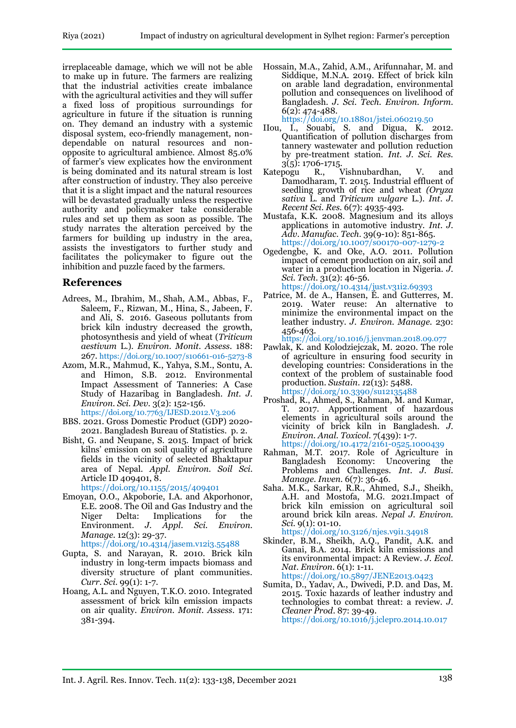irreplaceable damage, which we will not be able to make up in future. The farmers are realizing that the industrial activities create imbalance with the agricultural activities and they will suffer a fixed loss of propitious surroundings for agriculture in future if the situation is running on. They demand an industry with a systemic disposal system, eco-friendly management, non-dependable on natural resources and non-opposite to agricultural ambience. Almost 85.0% of farmer's view explicates how the environment is being dominated and its natural stream is lost after construction of industry. They also perceive that it is a slight impact and the natural resources will be devastated gradually unless the respective authority and policymaker take considerable rules and set up them as soon as possible. The study narrates the alteration perceived by the farmers for building up industry in the area, assists the investigators to further study and facilitates the policymaker to figure out the inhibition and puzzle faced by the farmers.

## References

Adrees, M., Ibrahim, M., Shah, A.M., Abbas, F., Saleem, F., Rizwan, M., Hina, S., Jabeen, F. and Ali, S. 2016. Gaseous pollutants from brick kiln industry decreased the growth, photosynthesis and yield of wheat (*Triticum aestivum* L.). *Environ. Monit. Assess.* 188: 267. https://doi.org/10.1007/s10661-016-5273-8

Azom, M.R., Mahmud, K., Yahya, S.M., Sontu, A. and Himon, S.B. 2012. Environmental Impact Assessment of Tanneries: A Case Study of Hazaribag in Bangladesh. *Int. J. Environ. Sci. Dev.* 3(2): 152-156. https://doi.org/10.7763/IJESD.2012.V3.206

BBS. 2021. Gross Domestic Product (GDP) 2020-2021. Bangladesh Bureau of Statistics. p. 2.

Bisht, G. and Neupane, S. 2015. Impact of brick kilns' emission on soil quality of agriculture fields in the vicinity of selected Bhaktapur area of Nepal. *Appl. Environ. Soil Sci.* Article ID 409401, 8. https://doi.org/10.1155/2015/409401

Emoyan, O.O., Akpoborie, I.A. and Akporhonor, E.E. 2008. The Oil and Gas Industry and the Niger Delta: Implications for the Environment. *J. Appl. Sci. Environ. Manage.* 12(3): 29-37. https://doi.org/10.4314/jasem.v12i3.55488

Gupta, S. and Narayan, R. 2010. Brick kiln industry in long-term impacts biomass and diversity structure of plant communities. *Curr. Sci.* 99(1): 1-7.

Hoang, A.L. and Nguyen, T.K.O. 2010. Integrated assessment of brick kiln emission impacts on air quality. *Environ. Monit. Assess.* 171: 381-394.

Hossain, M.A., Zahid, A.M., Arifunnahar, M. and Siddique, M.N.A. 2019. Effect of brick kiln on arable land degradation, environmental pollution and consequences on livelihood of Bangladesh. *J. Sci. Tech. Environ. Inform.* 6(2): 474-488. https://doi.org/10.18801/jstei.060219.50

IIou, I., Souabi, S. and Digua, K. 2012. Quantification of pollution discharges from tannery wastewater and pollution reduction by pre-treatment station. *Int. J. Sci. Res.* 3(5): 1706-1715.

Katepogu R., Vishnubardhan, V. and Damodharam, T. 2015. Industrial effluent of seedling growth of rice and wheat *(Oryza sativa* L. and *Triticum vulgare* L.). *Int. J. Recent Sci. Res.* 6(7): 4935-493.

Mustafa, K.K. 2008. Magnesium and its alloys applications in automotive industry. *Int. J. Adv. Manufac. Tech.* 39(9-10): 851-865. https://doi.org/10.1007/s00170-007-1279-2

Ogedengbe, K. and Oke, A.O. 2011. Pollution impact of cement production on air, soil and water in a production location in Nigeria. *J. Sci. Tech.* 31(2): 46-56. https://doi.org/10.4314/just.v31i2.69393

Patrice, M. de A., Hansen, É. and Gutterres, M. 2019. Water reuse: An alternative to minimize the environmental impact on the leather industry. *J. Environ. Manage.* 230: 456-463. https://doi.org/10.1016/j.jenvman.2018.09.077

Pawlak, K. and Kolodziejczak, M. 2020. The role of agriculture in ensuring food security in developing countries: Considerations in the context of the problem of sustainable food production. *Sustain. 12*(13): 5488. https://doi.org/10.3390/su12135488

Proshad, R., Ahmed, S., Rahman, M. and Kumar, T. 2017. Apportionment of hazardous elements in agricultural soils around the vicinity of brick kiln in Bangladesh. *J. Environ. Anal. Toxicol.* 7(439): 1-7. https://doi.org/10.4172/2161-0525.1000439

Rahman, M.T. 2017. Role of Agriculture in Bangladesh Economy: Uncovering the Problems and Challenges. *Int. J. Busi. Manage. Inven.* 6(7): 36-46.

Saha. M.K., Sarkar, R.R., Ahmed, S.J., Sheikh, A.H. and Mostofa, M.G. 2021.Impact of brick kiln emission on agricultural soil around brick kiln areas. *Nepal J. Environ. Sci.* 9(1): 01-10. https://doi.org/10.3126/njes.v9i1.34918

Skinder, B.M., Sheikh, A.Q., Pandit, A.K. and Ganai, B.A. 2014. Brick kiln emissions and its environmental impact: A Review. *J. Ecol. Nat. Environ.* 6(1): 1-11. https://doi.org/10.5897/JENE2013.0423

Sumita, D., Yadav, A., Dwivedi, P.D. and Das, M. 2015. Toxic hazards of leather industry and technologies to combat threat: a review. *J. Cleaner Prod.* 87: 39-49. https://doi.org/10.1016/j.jclepro.2014.10.017